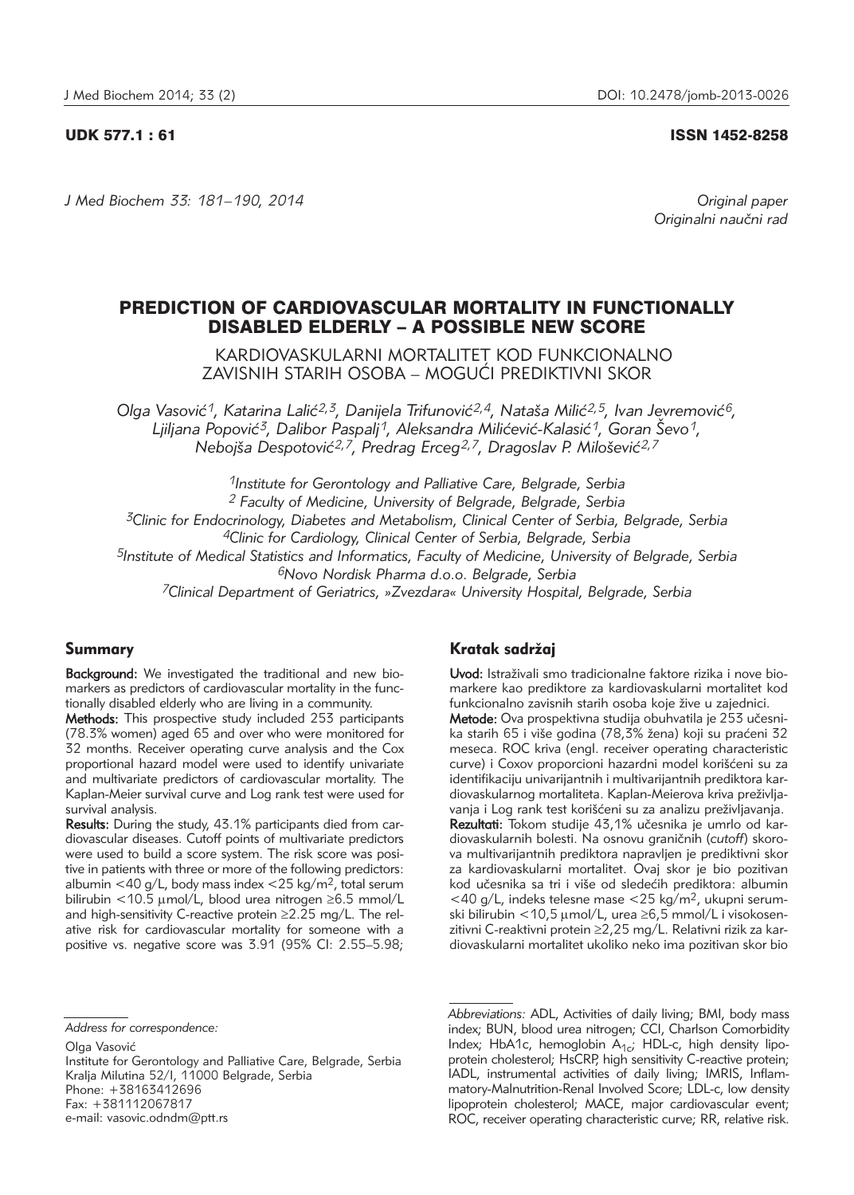UDK 577.1 : 61 ISSN 1452-8258

*J Med Biochem 33: 181–190, 2014*

*Original paper*
*Originalni naučni rad*

# PREDICTION OF CARDIOVASCULAR MORTALITY IN FUNCTIONALLY DISABLED ELDERLY – A POSSIBLE NEW SCORE

## KARDIOVASKULARNI MORTALITET KOD FUNKCIONALNO ZAVISNIH STARIH OSOBA – MOGUĆI PREDIKTIVNI SKOR

*Olga Vasović[1], Katarina Lalić[2,3], Danijela Trifunović[2,4], Nataša Milić[2,5], Ivan Jevremović[6], Ljiljana Popović[3], Dalibor Paspalj[1], Aleksandra Milićević-Kalasić[1], Goran Ševo[1], Nebojša Despotović[2,7], Predrag Erceg[2,7], Dragoslav P. Milošević[2,7]*

[1]Institute for Gerontology and Palliative Care, Belgrade, Serbia
[2] Faculty of Medicine, University of Belgrade, Belgrade, Serbia
[3]Clinic for Endocrinology, Diabetes and Metabolism, Clinical Center of Serbia, Belgrade, Serbia
[4]Clinic for Cardiology, Clinical Center of Serbia, Belgrade, Serbia
[5]Institute of Medical Statistics and Informatics, Faculty of Medicine, University of Belgrade, Serbia
[6]Novo Nordisk Pharma d.o.o. Belgrade, Serbia
[7]Clinical Department of Geriatrics, »Zvezdara« University Hospital, Belgrade, Serbia

### Summary

**Background:** We investigated the traditional and new biomarkers as predictors of cardiovascular mortality in the functionally disabled elderly who are living in a community.

**Methods:** This prospective study included 253 participants (78.3% women) aged 65 and over who were monitored for 32 months. Receiver operating curve analysis and the Cox proportional hazard model were used to identify univariate and multivariate predictors of cardiovascular mortality. The Kaplan-Meier survival curve and Log rank test were used for survival analysis.

**Results:** During the study, 43.1% participants died from cardiovascular diseases. Cutoff points of multivariate predictors were used to build a score system. The risk score was positive in patients with three or more of the following predictors: albumin <40 g/L, body mass index <25 kg/m$^2$, total serum bilirubin <10.5 μmol/L, blood urea nitrogen ≥6.5 mmol/L and high-sensitivity C-reactive protein ≥2.25 mg/L. The relative risk for cardiovascular mortality for someone with a positive vs. negative score was 3.91 (95% CI: 2.55–5.98;

### Kratak sadržaj

**Uvod:** Istraživali smo tradicionalne faktore rizika i nove biomarkere kao prediktore za kardiovaskularni mortalitet kod funkcionalno zavisnih starih osoba koje žive u zajednici.

**Metode:** Ova prospektivna studija obuhvatila je 253 učesnika starih 65 i više godina (78,3% žena) koji su praćeni 32 meseca. ROC kriva (engl. receiver operating characteristic curve) i Coxov proporcioni hazardni model korišćeni su za identifikaciju univarijantnih i multivarijantnih prediktora kardiovaskularnog mortaliteta. Kaplan-Meierova kriva preživljavanja i Log rank test korišćeni su za analizu preživljavanja.

**Rezultati:** Tokom studije 43,1% učesnika je umrlo od kardiovaskularnih bolesti. Na osnovu graničnih (*cutoff*) skorova multivarijantnih prediktora napravljen je prediktivni skor za kardiovaskularni mortalitet. Ovaj skor je bio pozitivan kod učesnika sa tri i više od sledećih prediktora: albumin <40 g/L, indeks telesne mase <25 kg/m$^2$, ukupni serumski bilirubin <10,5 μmol/L, urea ≥6,5 mmol/L i visokosenzitivni C-reaktivni protein ≥2,25 mg/L. Relativni rizik za kardiovaskularni mortalitet ukoliko neko ima pozitivan skor bio

*Address for correspondence:*

Olga Vasović
Institute for Gerontology and Palliative Care, Belgrade, Serbia
Kralja Milutina 52/I, 11000 Belgrade, Serbia
Phone: +38163412696
Fax: +381112067817
e-mail: vasovic.odndm@ptt.rs

*Abbreviations:* ADL, Activities of daily living; BMI, body mass index; BUN, blood urea nitrogen; CCI, Charlson Comorbidity Index; HbA1c, hemoglobin $A_{1c}$; HDL-c, high density lipoprotein cholesterol; HsCRP, high sensitivity C-reactive protein; IADL, instrumental activities of daily living; IMRIS, Inflammatory-Malnutrition-Renal Involved Score; LDL-c, low density lipoprotein cholesterol; MACE, major cardiovascular event; ROC, receiver operating characteristic curve; RR, relative risk.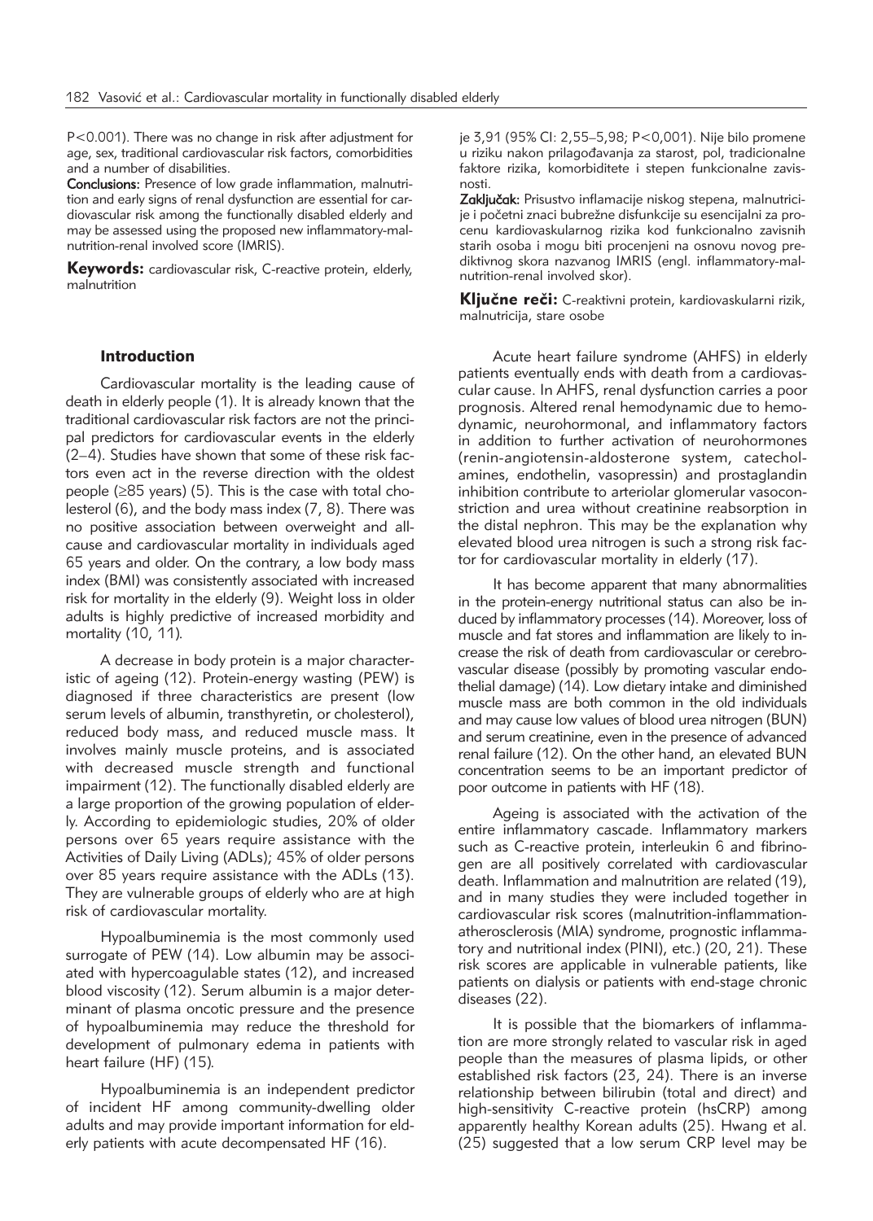P<0.001). There was no change in risk after adjustment for age, sex, traditional cardiovascular risk factors, comorbidities and a number of disabilities.

**Conclusions:** Presence of low grade inflammation, malnutrition and early signs of renal dysfunction are essential for cardiovascular risk among the functionally disabled elderly and may be assessed using the proposed new inflammatory-malnutrition-renal involved score (IMRIS).

**Keywords:** cardiovascular risk, C-reactive protein, elderly, malnutrition

je 3,91 (95% CI: 2,55–5,98; P<0,001). Nije bilo promene u riziku nakon prilagođavanja za starost, pol, tradicionalne faktore rizika, komorbiditete i stepen funkcionalne zavisnosti.

**Zaključak:** Prisustvo inflamacije niskog stepena, malnutricije i početni znaci bubrežne disfunkcije su esencijalni za procenu kardiovaskularnog rizika kod funkcionalno zavisnih starih osoba i mogu biti procenjeni na osnovu novog prediktivnog skora nazvanog IMRIS (engl. inflammatory-malnutrition-renal involved skor).

**Ključne reči:** C-reaktivni protein, kardiovaskularni rizik, malnutricija, stare osobe

## Introduction

Cardiovascular mortality is the leading cause of death in elderly people (1). It is already known that the traditional cardiovascular risk factors are not the principal predictors for cardiovascular events in the elderly (2–4). Studies have shown that some of these risk factors even act in the reverse direction with the oldest people (≥85 years) (5). This is the case with total cholesterol (6), and the body mass index (7, 8). There was no positive association between overweight and all-cause and cardiovascular mortality in individuals aged 65 years and older. On the contrary, a low body mass index (BMI) was consistently associated with increased risk for mortality in the elderly (9). Weight loss in older adults is highly predictive of increased morbidity and mortality (10, 11).

A decrease in body protein is a major characteristic of ageing (12). Protein-energy wasting (PEW) is diagnosed if three characteristics are present (low serum levels of albumin, transthyretin, or cholesterol), reduced body mass, and reduced muscle mass. It involves mainly muscle proteins, and is associated with decreased muscle strength and functional impairment (12). The functionally disabled elderly are a large proportion of the growing population of elderly. According to epidemiologic studies, 20% of older persons over 65 years require assistance with the Activities of Daily Living (ADLs); 45% of older persons over 85 years require assistance with the ADLs (13). They are vulnerable groups of elderly who are at high risk of cardiovascular mortality.

Hypoalbuminemia is the most commonly used surrogate of PEW (14). Low albumin may be associated with hypercoagulable states (12), and increased blood viscosity (12). Serum albumin is a major determinant of plasma oncotic pressure and the presence of hypoalbuminemia may reduce the threshold for development of pulmonary edema in patients with heart failure (HF) (15).

Hypoalbuminemia is an independent predictor of incident HF among community-dwelling older adults and may provide important information for elderly patients with acute decompensated HF (16).

Acute heart failure syndrome (AHFS) in elderly patients eventually ends with death from a cardiovascular cause. In AHFS, renal dysfunction carries a poor prognosis. Altered renal hemodynamic due to hemodynamic, neurohormonal, and inflammatory factors in addition to further activation of neurohormones (renin-angiotensin-aldosterone system, catecholamines, endothelin, vasopressin) and prostaglandin inhibition contribute to arteriolar glomerular vasoconstriction and urea without creatinine reabsorption in the distal nephron. This may be the explanation why elevated blood urea nitrogen is such a strong risk factor for cardiovascular mortality in elderly (17).

It has become apparent that many abnormalities in the protein-energy nutritional status can also be induced by inflammatory processes (14). Moreover, loss of muscle and fat stores and inflammation are likely to increase the risk of death from cardiovascular or cerebrovascular disease (possibly by promoting vascular endothelial damage) (14). Low dietary intake and diminished muscle mass are both common in the old individuals and may cause low values of blood urea nitrogen (BUN) and serum creatinine, even in the presence of advanced renal failure (12). On the other hand, an elevated BUN concentration seems to be an important predictor of poor outcome in patients with HF (18).

Ageing is associated with the activation of the entire inflammatory cascade. Inflammatory markers such as C-reactive protein, interleukin 6 and fibrinogen are all positively correlated with cardiovascular death. Inflammation and malnutrition are related (19), and in many studies they were included together in cardiovascular risk scores (malnutrition-inflammation-atherosclerosis (MIA) syndrome, prognostic inflammatory and nutritional index (PINI), etc.) (20, 21). These risk scores are applicable in vulnerable patients, like patients on dialysis or patients with end-stage chronic diseases (22).

It is possible that the biomarkers of inflammation are more strongly related to vascular risk in aged people than the measures of plasma lipids, or other established risk factors (23, 24). There is an inverse relationship between bilirubin (total and direct) and high-sensitivity C-reactive protein (hsCRP) among apparently healthy Korean adults (25). Hwang et al. (25) suggested that a low serum CRP level may be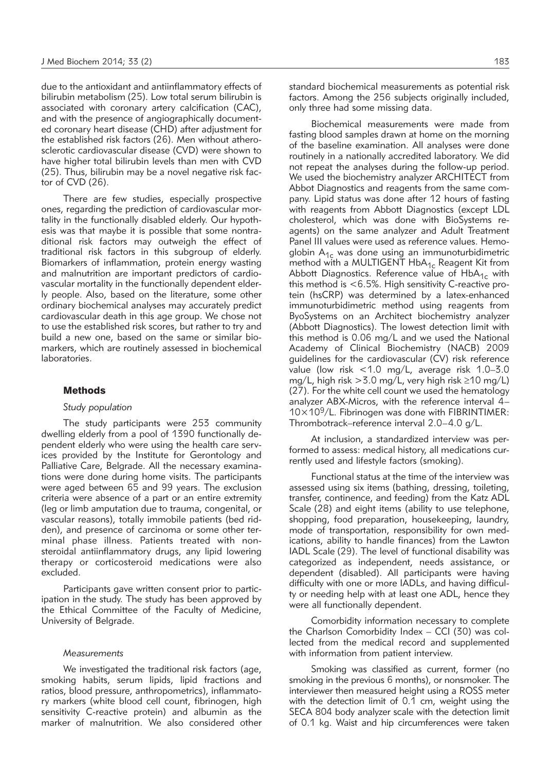due to the antioxidant and antiinflammatory effects of bilirubin metabolism (25). Low total serum bilirubin is associated with coronary artery calcification (CAC), and with the presence of angiographically documented coronary heart disease (CHD) after adjustment for the established risk factors (26). Men without atherosclerotic cardiovascular disease (CVD) were shown to have higher total bilirubin levels than men with CVD (25). Thus, bilirubin may be a novel negative risk factor of CVD (26).

There are few studies, especially prospective ones, regarding the prediction of cardiovascular mortality in the functionally disabled elderly. Our hypothesis was that maybe it is possible that some nontraditional risk factors may outweigh the effect of traditional risk factors in this subgroup of elderly. Biomarkers of inflammation, protein energy wasting and malnutrition are important predictors of cardiovascular mortality in the functionally dependent elderly people. Also, based on the literature, some other ordinary biochemical analyses may accurately predict cardiovascular death in this age group. We chose not to use the established risk scores, but rather to try and build a new one, based on the same or similar biomarkers, which are routinely assessed in biochemical laboratories.

## Methods

### *Study population*

The study participants were 253 community dwelling elderly from a pool of 1390 functionally dependent elderly who were using the health care services provided by the Institute for Gerontology and Palliative Care, Belgrade. All the necessary examinations were done during home visits. The participants were aged between 65 and 99 years. The exclusion criteria were absence of a part or an entire extremity (leg or limb amputation due to trauma, congenital, or vascular reasons), totally immobile patients (bed ridden), and presence of carcinoma or some other terminal phase illness. Patients treated with nonsteroidal antiinflammatory drugs, any lipid lowering therapy or corticosteroid medications were also excluded.

Participants gave written consent prior to participation in the study. The study has been approved by the Ethical Committee of the Faculty of Medicine, University of Belgrade.

### *Measurements*

We investigated the traditional risk factors (age, smoking habits, serum lipids, lipid fractions and ratios, blood pressure, anthropometrics), inflammatory markers (white blood cell count, fibrinogen, high sensitivity C-reactive protein) and albumin as the marker of malnutrition. We also considered other standard biochemical measurements as potential risk factors. Among the 256 subjects originally included, only three had some missing data.

Biochemical measurements were made from fasting blood samples drawn at home on the morning of the baseline examination. All analyses were done routinely in a nationally accredited laboratory. We did not repeat the analyses during the follow-up period. We used the biochemistry analyzer ARCHITECT from Abbot Diagnostics and reagents from the same company. Lipid status was done after 12 hours of fasting with reagents from Abbott Diagnostics (except LDL cholesterol, which was done with BioSystems reagents) on the same analyzer and Adult Treatment Panel III values were used as reference values. Hemoglobin $A_{1c}$ was done using an immunoturbidimetric method with a MULTIGENT $HbA_{1c}$ Reagent Kit from Abbott Diagnostics. Reference value of $HbA_{1c}$ with this method is <6.5%. High sensitivity C-reactive protein (hsCRP) was determined by a latex-enhanced immunoturbidimetric method using reagents from ByoSystems on an Architect biochemistry analyzer (Abbott Diagnostics). The lowest detection limit with this method is 0.06 mg/L and we used the National Academy of Clinical Biochemistry (NACB) 2009 guidelines for the cardiovascular (CV) risk reference value (low risk <1.0 mg/L, average risk 1.0–3.0 mg/L, high risk >3.0 mg/L, very high risk ≥10 mg/L) (27). For the white cell count we used the hematology analyzer ABX-Micros, with the reference interval 4–$10\times10^9$/L. Fibrinogen was done with FIBRINTIMER: Thrombotrack–reference interval 2.0–4.0 g/L.

At inclusion, a standardized interview was performed to assess: medical history, all medications currently used and lifestyle factors (smoking).

Functional status at the time of the interview was assessed using six items (bathing, dressing, toileting, transfer, continence, and feeding) from the Katz ADL Scale (28) and eight items (ability to use telephone, shopping, food preparation, housekeeping, laundry, mode of transportation, responsibility for own medications, ability to handle finances) from the Lawton IADL Scale (29). The level of functional disability was categorized as independent, needs assistance, or dependent (disabled). All participants were having difficulty with one or more IADLs, and having difficulty or needing help with at least one ADL, hence they were all functionally dependent.

Comorbidity information necessary to complete the Charlson Comorbidity Index – CCI (30) was collected from the medical record and supplemented with information from patient interview.

Smoking was classified as current, former (no smoking in the previous 6 months), or nonsmoker. The interviewer then measured height using a ROSS meter with the detection limit of 0.1 cm, weight using the SECA 804 body analyzer scale with the detection limit of 0.1 kg. Waist and hip circumferences were taken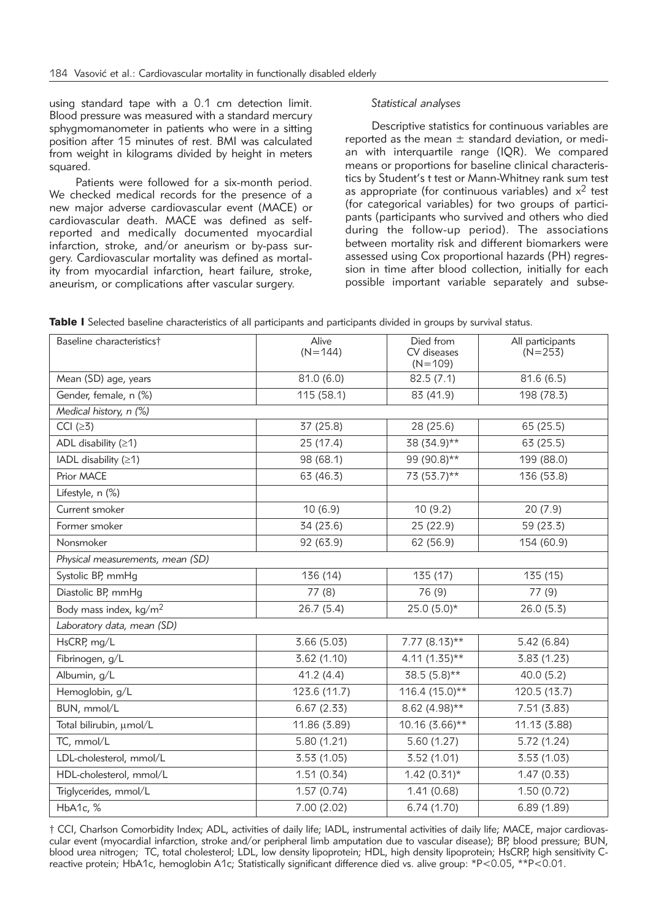using standard tape with a 0.1 cm detection limit. Blood pressure was measured with a standard mercury sphygmomanometer in patients who were in a sitting position after 15 minutes of rest. BMI was calculated from weight in kilograms divided by height in meters squared.

Patients were followed for a six-month period. We checked medical records for the presence of a new major adverse cardiovascular event (MACE) or cardiovascular death. MACE was defined as self-reported and medically documented myocardial infarction, stroke, and/or aneurism or by-pass surgery. Cardiovascular mortality was defined as mortality from myocardial infarction, heart failure, stroke, aneurism, or complications after vascular surgery.

### *Statistical analyses*

Descriptive statistics for continuous variables are reported as the mean ± standard deviation, or median with interquartile range (IQR). We compared means or proportions for baseline clinical characteristics by Student's t test or Mann-Whitney rank sum test as appropriate (for continuous variables) and $x^2$ test (for categorical variables) for two groups of participants (participants who survived and others who died during the follow-up period). The associations between mortality risk and different biomarkers were assessed using Cox proportional hazards (PH) regression in time after blood collection, initially for each possible important variable separately and subse-

**Table I** Selected baseline characteristics of all participants and participants divided in groups by survival status.

| Baseline characteristics† | Alive (N=144) | Died from CV diseases (N=109) | All participants (N=253) |
|---|---|---|---|
| Mean (SD) age, years | 81.0 (6.0) | 82.5 (7.1) | 81.6 (6.5) |
| Gender, female, n (%) | 115 (58.1) | 83 (41.9) | 198 (78.3) |
| *Medical history, n (%)* | | | |
| CCI (≥3) | 37 (25.8) | 28 (25.6) | 65 (25.5) |
| ADL disability (≥1) | 25 (17.4) | 38 (34.9)** | 63 (25.5) |
| IADL disability (≥1) | 98 (68.1) | 99 (90.8)** | 199 (88.0) |
| Prior MACE | 63 (46.3) | 73 (53.7)** | 136 (53.8) |
| Lifestyle, n (%) | | | |
| Current smoker | 10 (6.9) | 10 (9.2) | 20 (7.9) |
| Former smoker | 34 (23.6) | 25 (22.9) | 59 (23.3) |
| Nonsmoker | 92 (63.9) | 62 (56.9) | 154 (60.9) |
| *Physical measurements, mean (SD)* | | | |
| Systolic BP, mmHg | 136 (14) | 135 (17) | 135 (15) |
| Diastolic BP, mmHg | 77 (8) | 76 (9) | 77 (9) |
| Body mass index, kg/m$^2$ | 26.7 (5.4) | 25.0 (5.0)* | 26.0 (5.3) |
| *Laboratory data, mean (SD)* | | | |
| HsCRP, mg/L | 3.66 (5.03) | 7.77 (8.13)** | 5.42 (6.84) |
| Fibrinogen, g/L | 3.62 (1.10) | 4.11 (1.35)** | 3.83 (1.23) |
| Albumin, g/L | 41.2 (4.4) | 38.5 (5.8)** | 40.0 (5.2) |
| Hemoglobin, g/L | 123.6 (11.7) | 116.4 (15.0)** | 120.5 (13.7) |
| BUN, mmol/L | 6.67 (2.33) | 8.62 (4.98)** | 7.51 (3.83) |
| Total bilirubin, μmol/L | 11.86 (3.89) | 10.16 (3.66)** | 11.13 (3.88) |
| TC, mmol/L | 5.80 (1.21) | 5.60 (1.27) | 5.72 (1.24) |
| LDL-cholesterol, mmol/L | 3.53 (1.05) | 3.52 (1.01) | 3.53 (1.03) |
| HDL-cholesterol, mmol/L | 1.51 (0.34) | 1.42 (0.31)* | 1.47 (0.33) |
| Triglycerides, mmol/L | 1.57 (0.74) | 1.41 (0.68) | 1.50 (0.72) |
| HbA1c, % | 7.00 (2.02) | 6.74 (1.70) | 6.89 (1.89) |

† CCI, Charlson Comorbidity Index; ADL, activities of daily life; IADL, instrumental activities of daily life; MACE, major cardiovascular event (myocardial infarction, stroke and/or peripheral limb amputation due to vascular disease); BP, blood pressure; BUN, blood urea nitrogen; TC, total cholesterol; LDL, low density lipoprotein; HDL, high density lipoprotein; HsCRP, high sensitivity C-reactive protein; HbA1c, hemoglobin A1c; Statistically significant difference died vs. alive group: *$P<0.05$, **$P<0.01$.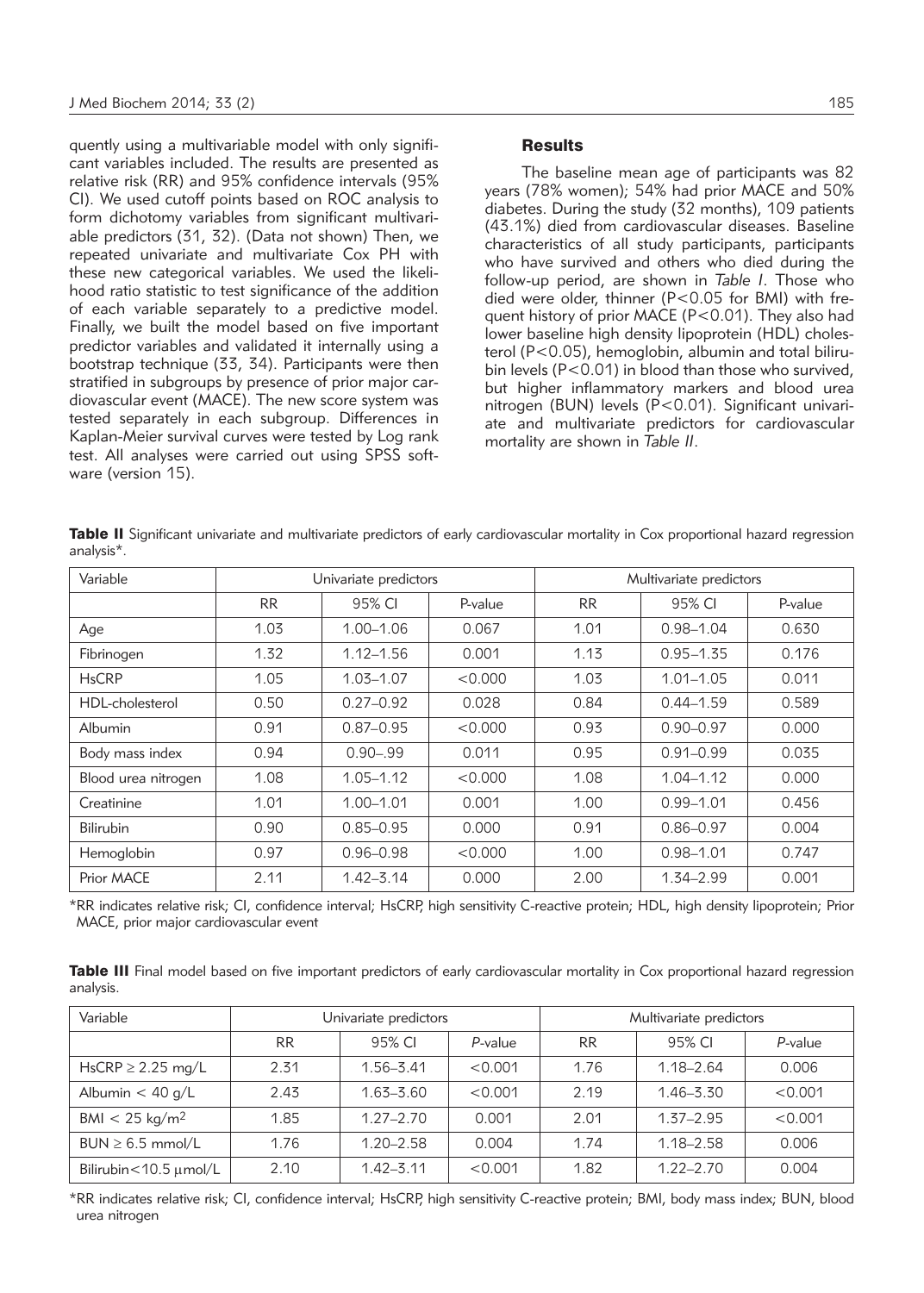quently using a multivariable model with only significant variables included. The results are presented as relative risk (RR) and 95% confidence intervals (95% CI). We used cutoff points based on ROC analysis to form dichotomy variables from significant multivariable predictors (31, 32). (Data not shown) Then, we repeated univariate and multivariate Cox PH with these new categorical variables. We used the likelihood ratio statistic to test significance of the addition of each variable separately to a predictive model. Finally, we built the model based on five important predictor variables and validated it internally using a bootstrap technique (33, 34). Participants were then stratified in subgroups by presence of prior major cardiovascular event (MACE). The new score system was tested separately in each subgroup. Differences in Kaplan-Meier survival curves were tested by Log rank test. All analyses were carried out using SPSS software (version 15).

## Results

The baseline mean age of participants was 82 years (78% women); 54% had prior MACE and 50% diabetes. During the study (32 months), 109 patients (43.1%) died from cardiovascular diseases. Baseline characteristics of all study participants, participants who have survived and others who died during the follow-up period, are shown in *Table I*. Those who died were older, thinner ($P<0.05$ for BMI) with frequent history of prior MACE ($P<0.01$). They also had lower baseline high density lipoprotein (HDL) cholesterol ($P<0.05$), hemoglobin, albumin and total bilirubin levels ($P<0.01$) in blood than those who survived, but higher inflammatory markers and blood urea nitrogen (BUN) levels ($P<0.01$). Significant univariate and multivariate predictors for cardiovascular mortality are shown in *Table II*.

**Table II** Significant univariate and multivariate predictors of early cardiovascular mortality in Cox proportional hazard regression analysis*.

| Variable | Univariate predictors | | | Multivariate predictors | | |
|---|---|---|---|---|---|---|
| | RR | 95% CI | P-value | RR | 95% CI | P-value |
| Age | 1.03 | 1.00–1.06 | 0.067 | 1.01 | 0.98–1.04 | 0.630 |
| Fibrinogen | 1.32 | 1.12–1.56 | 0.001 | 1.13 | 0.95–1.35 | 0.176 |
| HsCRP | 1.05 | 1.03–1.07 | <0.000 | 1.03 | 1.01–1.05 | 0.011 |
| HDL-cholesterol | 0.50 | 0.27–0.92 | 0.028 | 0.84 | 0.44–1.59 | 0.589 |
| Albumin | 0.91 | 0.87–0.95 | <0.000 | 0.93 | 0.90–0.97 | 0.000 |
| Body mass index | 0.94 | 0.90–.99 | 0.011 | 0.95 | 0.91–0.99 | 0.035 |
| Blood urea nitrogen | 1.08 | 1.05–1.12 | <0.000 | 1.08 | 1.04–1.12 | 0.000 |
| Creatinine | 1.01 | 1.00–1.01 | 0.001 | 1.00 | 0.99–1.01 | 0.456 |
| Bilirubin | 0.90 | 0.85–0.95 | 0.000 | 0.91 | 0.86–0.97 | 0.004 |
| Hemoglobin | 0.97 | 0.96–0.98 | <0.000 | 1.00 | 0.98–1.01 | 0.747 |
| Prior MACE | 2.11 | 1.42–3.14 | 0.000 | 2.00 | 1.34–2.99 | 0.001 |

*RR indicates relative risk; CI, confidence interval; HsCRP, high sensitivity C-reactive protein; HDL, high density lipoprotein; Prior MACE, prior major cardiovascular event

**Table III** Final model based on five important predictors of early cardiovascular mortality in Cox proportional hazard regression analysis.

| Variable | Univariate predictors | | | Multivariate predictors | | |
|---|---|---|---|---|---|---|
| | RR | 95% CI | *P*-value | RR | 95% CI | *P*-value |
| HsCRP ≥ 2.25 mg/L | 2.31 | 1.56–3.41 | <0.001 | 1.76 | 1.18–2.64 | 0.006 |
| Albumin < 40 g/L | 2.43 | 1.63–3.60 | <0.001 | 2.19 | 1.46–3.30 | <0.001 |
| BMI < 25 kg/m$^2$ | 1.85 | 1.27–2.70 | 0.001 | 2.01 | 1.37–2.95 | <0.001 |
| BUN ≥ 6.5 mmol/L | 1.76 | 1.20–2.58 | 0.004 | 1.74 | 1.18–2.58 | 0.006 |
| Bilirubin<10.5 μmol/L | 2.10 | 1.42–3.11 | <0.001 | 1.82 | 1.22–2.70 | 0.004 |

*RR indicates relative risk; CI, confidence interval; HsCRP, high sensitivity C-reactive protein; BMI, body mass index; BUN, blood urea nitrogen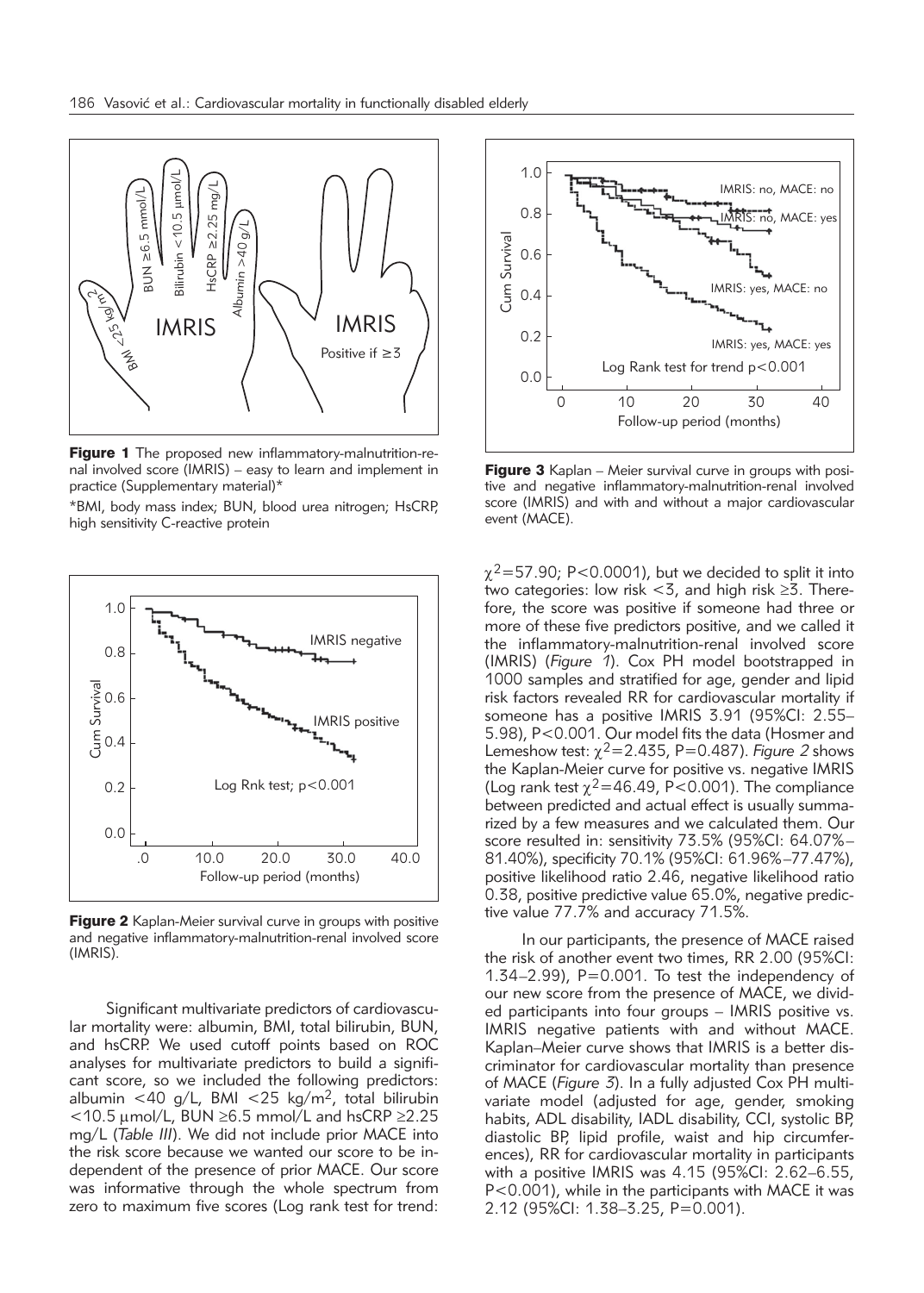**Figure 1** The proposed new inflammatory-malnutrition-renal involved score (IMRIS) – easy to learn and implement in practice (Supplementary material)*

*BMI, body mass index; BUN, blood urea nitrogen; HsCRP, high sensitivity C-reactive protein

**Figure 2** Kaplan-Meier survival curve in groups with positive and negative inflammatory-malnutrition-renal involved score (IMRIS).

Significant multivariate predictors of cardiovascular mortality were: albumin, BMI, total bilirubin, BUN, and hsCRP. We used cutoff points based on ROC analyses for multivariate predictors to build a significant score, so we included the following predictors: albumin <40 g/L, BMI <25 kg/m$^2$, total bilirubin <10.5 μmol/L, BUN ≥6.5 mmol/L and hsCRP ≥2.25 mg/L (*Table III*). We did not include prior MACE into the risk score because we wanted our score to be independent of the presence of prior MACE. Our score was informative through the whole spectrum from zero to maximum five scores (Log rank test for trend: $\chi^2$=57.90; P<0.0001), but we decided to split it into two categories: low risk <3, and high risk ≥3. Therefore, the score was positive if someone had three or more of these five predictors positive, and we called it the inflammatory-malnutrition-renal involved score (IMRIS) (*Figure 1*). Cox PH model bootstrapped in 1000 samples and stratified for age, gender and lipid risk factors revealed RR for cardiovascular mortality if someone has a positive IMRIS 3.91 (95%CI: 2.55–5.98), P<0.001. Our model fits the data (Hosmer and Lemeshow test: $\chi^2$=2.435, P=0.487). *Figure 2* shows the Kaplan-Meier curve for positive vs. negative IMRIS (Log rank test $\chi^2$=46.49, P<0.001). The compliance between predicted and actual effect is usually summarized by a few measures and we calculated them. Our score resulted in: sensitivity 73.5% (95%CI: 64.07%–81.40%), specificity 70.1% (95%CI: 61.96%–77.47%), positive likelihood ratio 2.46, negative likelihood ratio 0.38, positive predictive value 65.0%, negative predictive value 77.7% and accuracy 71.5%.

**Figure 3** Kaplan – Meier survival curve in groups with positive and negative inflammatory-malnutrition-renal involved score (IMRIS) and with and without a major cardiovascular event (MACE).

In our participants, the presence of MACE raised the risk of another event two times, RR 2.00 (95%CI: 1.34–2.99), P=0.001. To test the independency of our new score from the presence of MACE, we divided participants into four groups – IMRIS positive vs. IMRIS negative patients with and without MACE. Kaplan–Meier curve shows that IMRIS is a better discriminator for cardiovascular mortality than presence of MACE (*Figure 3*). In a fully adjusted Cox PH multivariate model (adjusted for age, gender, smoking habits, ADL disability, IADL disability, CCI, systolic BP, diastolic BP, lipid profile, waist and hip circumferences), RR for cardiovascular mortality in participants with a positive IMRIS was 4.15 (95%CI: 2.62–6.55, P<0.001), while in the participants with MACE it was 2.12 (95%CI: 1.38–3.25, P=0.001).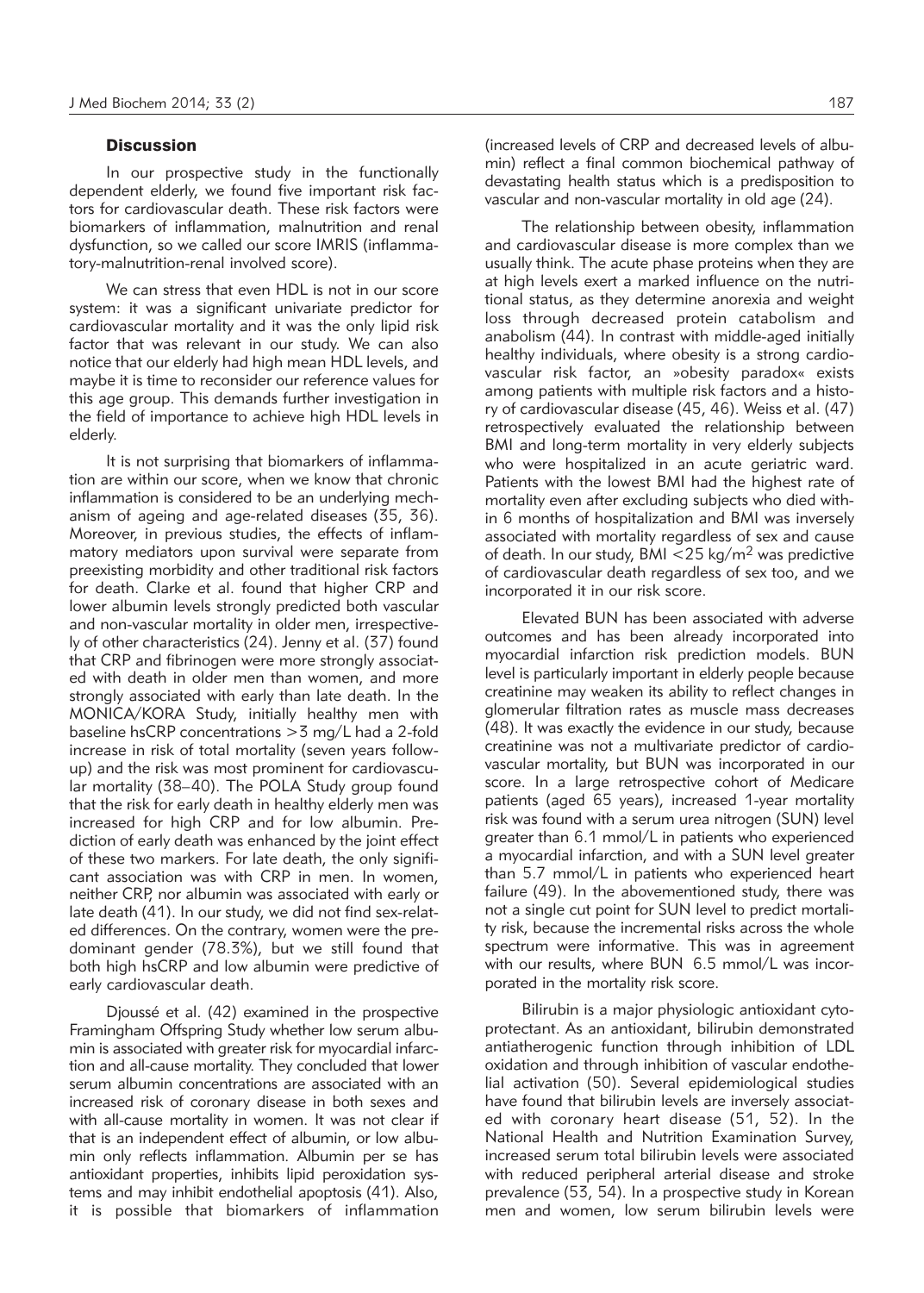## Discussion

In our prospective study in the functionally dependent elderly, we found five important risk factors for cardiovascular death. These risk factors were biomarkers of inflammation, malnutrition and renal dysfunction, so we called our score IMRIS (inflammatory-malnutrition-renal involved score).

We can stress that even HDL is not in our score system: it was a significant univariate predictor for cardiovascular mortality and it was the only lipid risk factor that was relevant in our study. We can also notice that our elderly had high mean HDL levels, and maybe it is time to reconsider our reference values for this age group. This demands further investigation in the field of importance to achieve high HDL levels in elderly.

It is not surprising that biomarkers of inflammation are within our score, when we know that chronic inflammation is considered to be an underlying mechanism of ageing and age-related diseases (35, 36). Moreover, in previous studies, the effects of inflammatory mediators upon survival were separate from preexisting morbidity and other traditional risk factors for death. Clarke et al. found that higher CRP and lower albumin levels strongly predicted both vascular and non-vascular mortality in older men, irrespectively of other characteristics (24). Jenny et al. (37) found that CRP and fibrinogen were more strongly associated with death in older men than women, and more strongly associated with early than late death. In the MONICA/KORA Study, initially healthy men with baseline hsCRP concentrations >3 mg/L had a 2-fold increase in risk of total mortality (seven years follow-up) and the risk was most prominent for cardiovascular mortality (38–40). The POLA Study group found that the risk for early death in healthy elderly men was increased for high CRP and for low albumin. Prediction of early death was enhanced by the joint effect of these two markers. For late death, the only significant association was with CRP in men. In women, neither CRP, nor albumin was associated with early or late death (41). In our study, we did not find sex-related differences. On the contrary, women were the predominant gender (78.3%), but we still found that both high hsCRP and low albumin were predictive of early cardiovascular death.

Djoussé et al. (42) examined in the prospective Framingham Offspring Study whether low serum albumin is associated with greater risk for myocardial infarction and all-cause mortality. They concluded that lower serum albumin concentrations are associated with an increased risk of coronary disease in both sexes and with all-cause mortality in women. It was not clear if that is an independent effect of albumin, or low albumin only reflects inflammation. Albumin per se has antioxidant properties, inhibits lipid peroxidation systems and may inhibit endothelial apoptosis (41). Also, it is possible that biomarkers of inflammation (increased levels of CRP and decreased levels of albumin) reflect a final common biochemical pathway of devastating health status which is a predisposition to vascular and non-vascular mortality in old age (24).

The relationship between obesity, inflammation and cardiovascular disease is more complex than we usually think. The acute phase proteins when they are at high levels exert a marked influence on the nutritional status, as they determine anorexia and weight loss through decreased protein catabolism and anabolism (44). In contrast with middle-aged initially healthy individuals, where obesity is a strong cardiovascular risk factor, an »obesity paradox« exists among patients with multiple risk factors and a history of cardiovascular disease (45, 46). Weiss et al. (47) retrospectively evaluated the relationship between BMI and long-term mortality in very elderly subjects who were hospitalized in an acute geriatric ward. Patients with the lowest BMI had the highest rate of mortality even after excluding subjects who died within 6 months of hospitalization and BMI was inversely associated with mortality regardless of sex and cause of death. In our study, BMI <25 kg/m$^2$ was predictive of cardiovascular death regardless of sex too, and we incorporated it in our risk score.

Elevated BUN has been associated with adverse outcomes and has been already incorporated into myocardial infarction risk prediction models. BUN level is particularly important in elderly people because creatinine may weaken its ability to reflect changes in glomerular filtration rates as muscle mass decreases (48). It was exactly the evidence in our study, because creatinine was not a multivariate predictor of cardiovascular mortality, but BUN was incorporated in our score. In a large retrospective cohort of Medicare patients (aged 65 years), increased 1-year mortality risk was found with a serum urea nitrogen (SUN) level greater than 6.1 mmol/L in patients who experienced a myocardial infarction, and with a SUN level greater than 5.7 mmol/L in patients who experienced heart failure (49). In the abovementioned study, there was not a single cut point for SUN level to predict mortality risk, because the incremental risks across the whole spectrum were informative. This was in agreement with our results, where BUN 6.5 mmol/L was incorporated in the mortality risk score.

Bilirubin is a major physiologic antioxidant cytoprotectant. As an antioxidant, bilirubin demonstrated antiatherogenic function through inhibition of LDL oxidation and through inhibition of vascular endothelial activation (50). Several epidemiological studies have found that bilirubin levels are inversely associated with coronary heart disease (51, 52). In the National Health and Nutrition Examination Survey, increased serum total bilirubin levels were associated with reduced peripheral arterial disease and stroke prevalence (53, 54). In a prospective study in Korean men and women, low serum bilirubin levels were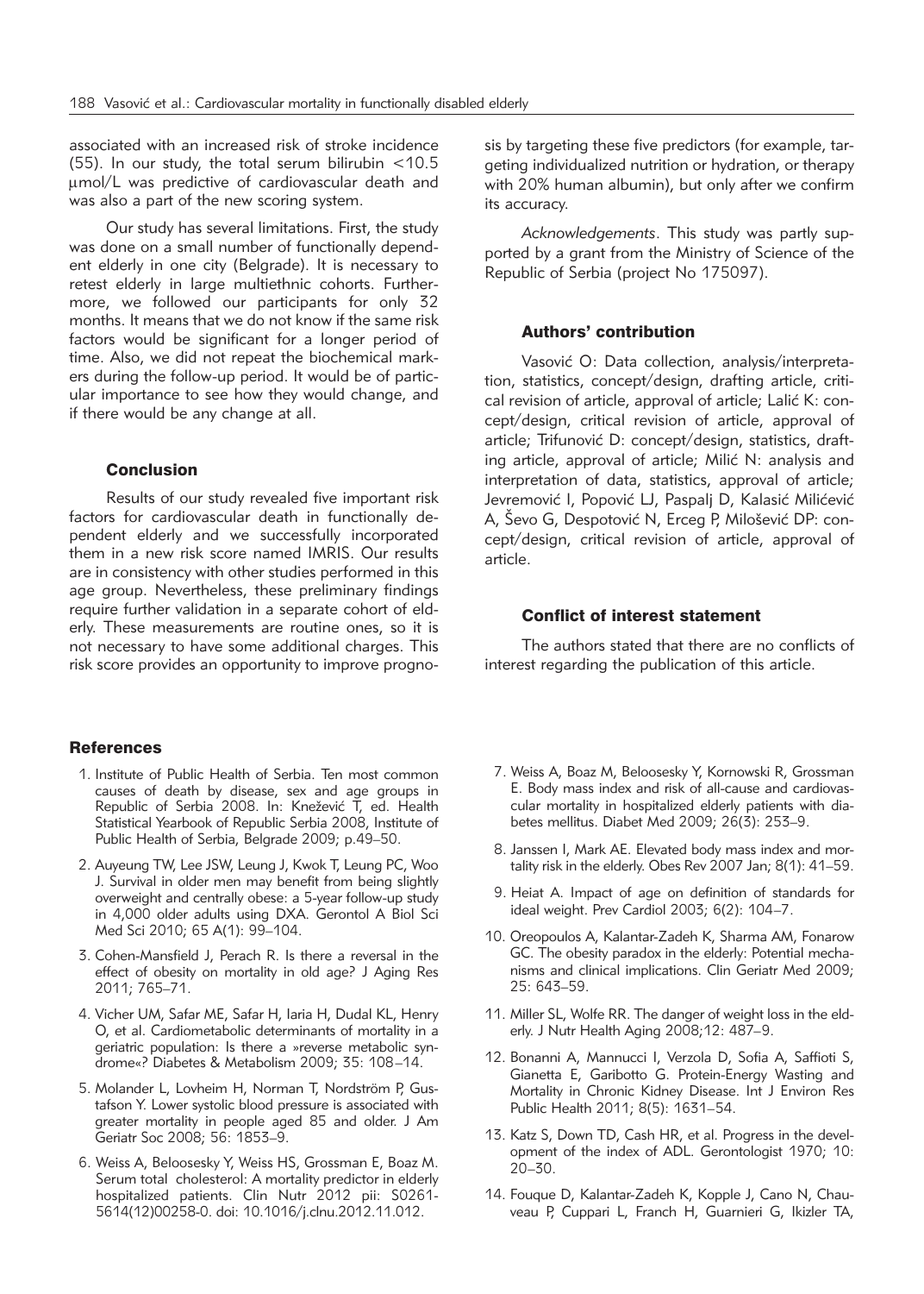associated with an increased risk of stroke incidence (55). In our study, the total serum bilirubin <10.5 μmol/L was predictive of cardiovascular death and was also a part of the new scoring system.

Our study has several limitations. First, the study was done on a small number of functionally dependent elderly in one city (Belgrade). It is necessary to retest elderly in large multiethnic cohorts. Furthermore, we followed our participants for only 32 months. It means that we do not know if the same risk factors would be significant for a longer period of time. Also, we did not repeat the biochemical markers during the follow-up period. It would be of particular importance to see how they would change, and if there would be any change at all.

## Conclusion

Results of our study revealed five important risk factors for cardiovascular death in functionally dependent elderly and we successfully incorporated them in a new risk score named IMRIS. Our results are in consistency with other studies performed in this age group. Nevertheless, these preliminary findings require further validation in a separate cohort of elderly. These measurements are routine ones, so it is not necessary to have some additional charges. This risk score provides an opportunity to improve prognosis by targeting these five predictors (for example, targeting individualized nutrition or hydration, or therapy with 20% human albumin), but only after we confirm its accuracy.

*Acknowledgements*. This study was partly supported by a grant from the Ministry of Science of the Republic of Serbia (project No 175097).

## Authors' contribution

Vasović O: Data collection, analysis/interpretation, statistics, concept/design, drafting article, critical revision of article, approval of article; Lalić K: concept/design, critical revision of article, approval of article; Trifunović D: concept/design, statistics, drafting article, approval of article; Milić N: analysis and interpretation of data, statistics, approval of article; Jevremović I, Popović LJ, Paspalj D, Kalasić Milićević A, Ševo G, Despotović N, Erceg P, Milošević DP: concept/design, critical revision of article, approval of article.

## Conflict of interest statement

The authors stated that there are no conflicts of interest regarding the publication of this article.

## References

1. Institute of Public Health of Serbia. Ten most common causes of death by disease, sex and age groups in Republic of Serbia 2008. In: Knežević T, ed. Health Statistical Yearbook of Republic Serbia 2008, Institute of Public Health of Serbia, Belgrade 2009; p.49–50.
2. Auyeung TW, Lee JSW, Leung J, Kwok T, Leung PC, Woo J. Survival in older men may benefit from being slightly overweight and centrally obese: a 5-year follow-up study in 4,000 older adults using DXA. Gerontol A Biol Sci Med Sci 2010; 65 A(1): 99–104.
3. Cohen-Mansfield J, Perach R. Is there a reversal in the effect of obesity on mortality in old age? J Aging Res 2011; 765–71.
4. Vicher UM, Safar ME, Safar H, Iaria H, Dudal KL, Henry O, et al. Cardiometabolic determinants of mortality in a geriatric population: Is there a »reverse metabolic syndrome«? Diabetes & Metabolism 2009; 35: 108–14.
5. Molander L, Lovheim H, Norman T, Nordström P, Gustafson Y. Lower systolic blood pressure is associated with greater mortality in people aged 85 and older. J Am Geriatr Soc 2008; 56: 1853–9.
6. Weiss A, Beloosesky Y, Weiss HS, Grossman E, Boaz M. Serum total cholesterol: A mortality predictor in elderly hospitalized patients. Clin Nutr 2012 pii: S0261-5614(12)00258-0. doi: 10.1016/j.clnu.2012.11.012.
7. Weiss A, Boaz M, Beloosesky Y, Kornowski R, Grossman E. Body mass index and risk of all-cause and cardiovascular mortality in hospitalized elderly patients with diabetes mellitus. Diabet Med 2009; 26(3): 253–9.
8. Janssen I, Mark AE. Elevated body mass index and mortality risk in the elderly. Obes Rev 2007 Jan; 8(1): 41–59.
9. Heiat A. Impact of age on definition of standards for ideal weight. Prev Cardiol 2003; 6(2): 104–7.
10. Oreopoulos A, Kalantar-Zadeh K, Sharma AM, Fonarow GC. The obesity paradox in the elderly: Potential mechanisms and clinical implications. Clin Geriatr Med 2009; 25: 643–59.
11. Miller SL, Wolfe RR. The danger of weight loss in the elderly. J Nutr Health Aging 2008;12: 487–9.
12. Bonanni A, Mannucci I, Verzola D, Sofia A, Saffioti S, Gianetta E, Garibotto G. Protein-Energy Wasting and Mortality in Chronic Kidney Disease. Int J Environ Res Public Health 2011; 8(5): 1631–54.
13. Katz S, Down TD, Cash HR, et al. Progress in the development of the index of ADL. Gerontologist 1970; 10: 20–30.
14. Fouque D, Kalantar-Zadeh K, Kopple J, Cano N, Chauveau P, Cuppari L, Franch H, Guarnieri G, Ikizler TA,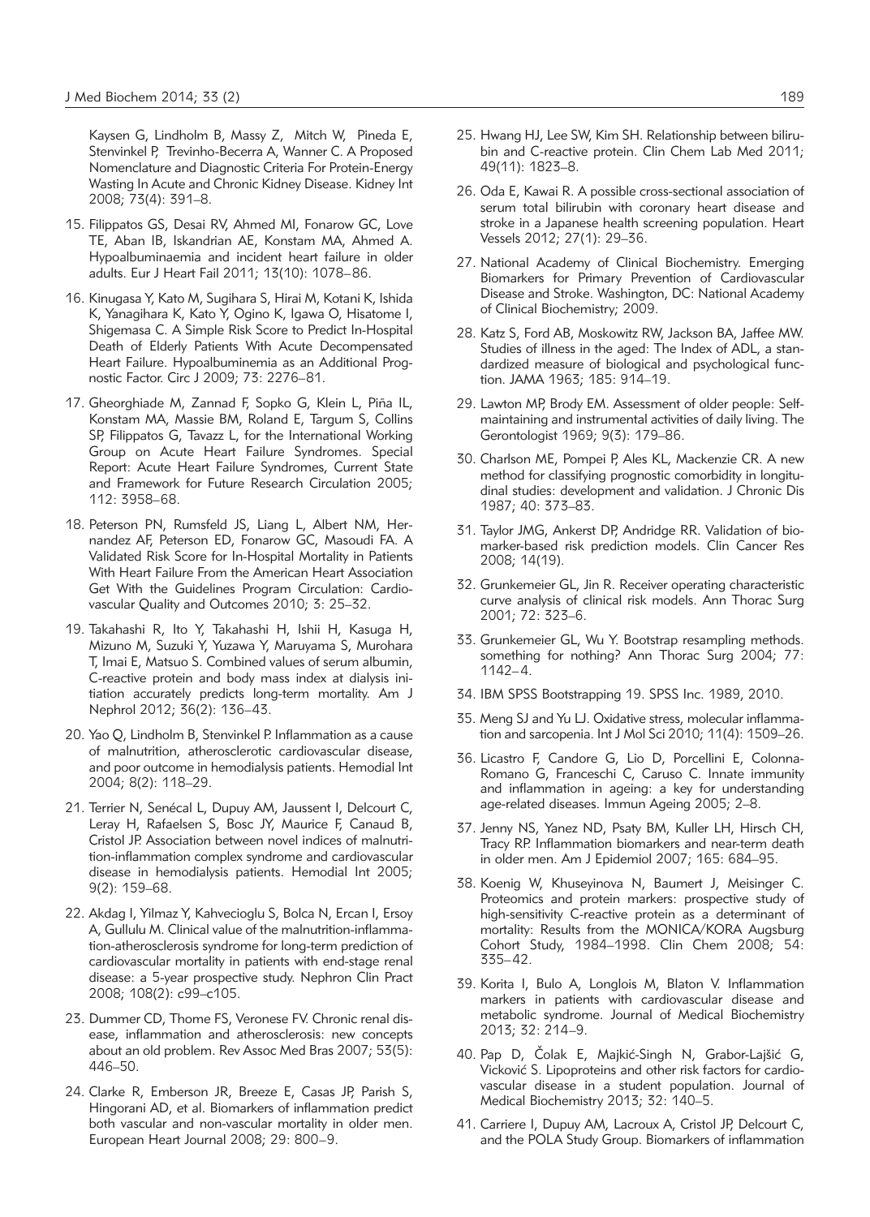Kaysen G, Lindholm B, Massy Z, Mitch W, Pineda E, Stenvinkel P, Trevinho-Becerra A, Wanner C. A Proposed Nomenclature and Diagnostic Criteria For Protein-Energy Wasting In Acute and Chronic Kidney Disease. Kidney Int 2008; 73(4): 391–8.

15. Filippatos GS, Desai RV, Ahmed MI, Fonarow GC, Love TE, Aban IB, Iskandrian AE, Konstam MA, Ahmed A. Hypoalbuminaemia and incident heart failure in older adults. Eur J Heart Fail 2011; 13(10): 1078–86.

16. Kinugasa Y, Kato M, Sugihara S, Hirai M, Kotani K, Ishida K, Yanagihara K, Kato Y, Ogino K, Igawa O, Hisatome I, Shigemasa C. A Simple Risk Score to Predict In-Hospital Death of Elderly Patients With Acute Decompensated Heart Failure. Hypoalbuminemia as an Additional Prognostic Factor. Circ J 2009; 73: 2276–81.

17. Gheorghiade M, Zannad F, Sopko G, Klein L, Piña IL, Konstam MA, Massie BM, Roland E, Targum S, Collins SP, Filippatos G, Tavazz L, for the International Working Group on Acute Heart Failure Syndromes. Special Report: Acute Heart Failure Syndromes, Current State and Framework for Future Research Circulation 2005; 112: 3958–68.

18. Peterson PN, Rumsfeld JS, Liang L, Albert NM, Hernandez AF, Peterson ED, Fonarow GC, Masoudi FA. A Validated Risk Score for In-Hospital Mortality in Patients With Heart Failure From the American Heart Association Get With the Guidelines Program Circulation: Cardiovascular Quality and Outcomes 2010; 3: 25–32.

19. Takahashi R, Ito Y, Takahashi H, Ishii H, Kasuga H, Mizuno M, Suzuki Y, Yuzawa Y, Maruyama S, Murohara T, Imai E, Matsuo S. Combined values of serum albumin, C-reactive protein and body mass index at dialysis initiation accurately predicts long-term mortality. Am J Nephrol 2012; 36(2): 136–43.

20. Yao Q, Lindholm B, Stenvinkel P. Inflammation as a cause of malnutrition, atherosclerotic cardiovascular disease, and poor outcome in hemodialysis patients. Hemodial Int 2004; 8(2): 118–29.

21. Terrier N, Senécal L, Dupuy AM, Jaussent I, Delcourt C, Leray H, Rafaelsen S, Bosc JY, Maurice F, Canaud B, Cristol JP. Association between novel indices of malnutrition-inflammation complex syndrome and cardiovascular disease in hemodialysis patients. Hemodial Int 2005; 9(2): 159–68.

22. Akdag I, Yilmaz Y, Kahvecioglu S, Bolca N, Ercan I, Ersoy A, Gullulu M. Clinical value of the malnutrition-inflammation-atherosclerosis syndrome for long-term prediction of cardiovascular mortality in patients with end-stage renal disease: a 5-year prospective study. Nephron Clin Pract 2008; 108(2): c99–c105.

23. Dummer CD, Thome FS, Veronese FV. Chronic renal disease, inflammation and atherosclerosis: new concepts about an old problem. Rev Assoc Med Bras 2007; 53(5): 446–50.

24. Clarke R, Emberson JR, Breeze E, Casas JP, Parish S, Hingorani AD, et al. Biomarkers of inflammation predict both vascular and non-vascular mortality in older men. European Heart Journal 2008; 29: 800–9.

25. Hwang HJ, Lee SW, Kim SH. Relationship between bilirubin and C-reactive protein. Clin Chem Lab Med 2011; 49(11): 1823–8.

26. Oda E, Kawai R. A possible cross-sectional association of serum total bilirubin with coronary heart disease and stroke in a Japanese health screening population. Heart Vessels 2012; 27(1): 29–36.

27. National Academy of Clinical Biochemistry. Emerging Biomarkers for Primary Prevention of Cardiovascular Disease and Stroke. Washington, DC: National Academy of Clinical Biochemistry; 2009.

28. Katz S, Ford AB, Moskowitz RW, Jackson BA, Jaffee MW. Studies of illness in the aged: The Index of ADL, a standardized measure of biological and psychological function. JAMA 1963; 185: 914–19.

29. Lawton MP, Brody EM. Assessment of older people: Self-maintaining and instrumental activities of daily living. The Gerontologist 1969; 9(3): 179–86.

30. Charlson ME, Pompei P, Ales KL, Mackenzie CR. A new method for classifying prognostic comorbidity in longitudinal studies: development and validation. J Chronic Dis 1987; 40: 373–83.

31. Taylor JMG, Ankerst DP, Andridge RR. Validation of biomarker-based risk prediction models. Clin Cancer Res 2008; 14(19).

32. Grunkemeier GL, Jin R. Receiver operating characteristic curve analysis of clinical risk models. Ann Thorac Surg 2001; 72: 323–6.

33. Grunkemeier GL, Wu Y. Bootstrap resampling methods. something for nothing? Ann Thorac Surg 2004; 77: 1142–4.

34. IBM SPSS Bootstrapping 19. SPSS Inc. 1989, 2010.

35. Meng SJ and Yu LJ. Oxidative stress, molecular inflammation and sarcopenia. Int J Mol Sci 2010; 11(4): 1509–26.

36. Licastro F, Candore G, Lio D, Porcellini E, Colonna-Romano G, Franceschi C, Caruso C. Innate immunity and inflammation in ageing: a key for understanding age-related diseases. Immun Ageing 2005; 2–8.

37. Jenny NS, Yanez ND, Psaty BM, Kuller LH, Hirsch CH, Tracy RP. Inflammation biomarkers and near-term death in older men. Am J Epidemiol 2007; 165: 684–95.

38. Koenig W, Khuseyinova N, Baumert J, Meisinger C. Proteomics and protein markers: prospective study of high-sensitivity C-reactive protein as a determinant of mortality: Results from the MONICA/KORA Augsburg Cohort Study, 1984–1998. Clin Chem 2008; 54: 335–42.

39. Korita I, Bulo A, Longlois M, Blaton V. Inflammation markers in patients with cardiovascular disease and metabolic syndrome. Journal of Medical Biochemistry 2013; 32: 214–9.

40. Pap D, Čolak E, Majkić-Singh N, Grabor-Lajšić G, Vicković S. Lipoproteins and other risk factors for cardiovascular disease in a student population. Journal of Medical Biochemistry 2013; 32: 140–5.

41. Carriere I, Dupuy AM, Lacroux A, Cristol JP, Delcourt C, and the POLA Study Group. Biomarkers of inflammation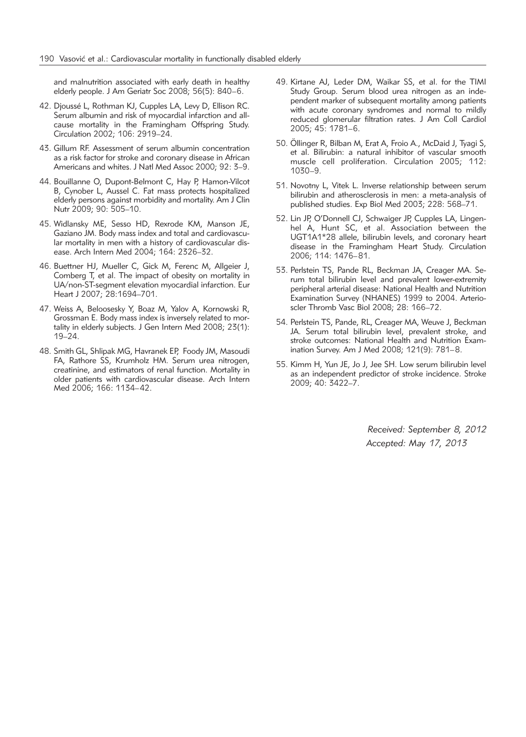and malnutrition associated with early death in healthy elderly people. J Am Geriatr Soc 2008; 56(5): 840–6.

42. Djoussé L, Rothman KJ, Cupples LA, Levy D, Ellison RC. Serum albumin and risk of myocardial infarction and all-cause mortality in the Framingham Offspring Study. Circulation 2002; 106: 2919–24.

43. Gillum RF. Assessment of serum albumin concentration as a risk factor for stroke and coronary disease in African Americans and whites. J Natl Med Assoc 2000; 92: 3–9.

44. Bouillanne O, Dupont-Belmont C, Hay P, Hamon-Vilcot B, Cynober L, Aussel C. Fat mass protects hospitalized elderly persons against morbidity and mortality. Am J Clin Nutr 2009; 90: 505–10.

45. Widlansky ME, Sesso HD, Rexrode KM, Manson JE, Gaziano JM. Body mass index and total and cardiovascular mortality in men with a history of cardiovascular disease. Arch Intern Med 2004; 164: 2326–32.

46. Buettner HJ, Mueller C, Gick M, Ferenc M, Allgeier J, Comberg T, et al. The impact of obesity on mortality in UA/non-ST-segment elevation myocardial infarction. Eur Heart J 2007; 28:1694–701.

47. Weiss A, Beloosesky Y, Boaz M, Yalov A, Kornowski R, Grossman E. Body mass index is inversely related to mortality in elderly subjects. J Gen Intern Med 2008; 23(1): 19–24.

48. Smith GL, Shlipak MG, Havranek EP, Foody JM, Masoudi FA, Rathore SS, Krumholz HM. Serum urea nitrogen, creatinine, and estimators of renal function. Mortality in older patients with cardiovascular disease. Arch Intern Med 2006; 166: 1134–42.

49. Kirtane AJ, Leder DM, Waikar SS, et al. for the TIMI Study Group. Serum blood urea nitrogen as an independent marker of subsequent mortality among patients with acute coronary syndromes and normal to mildly reduced glomerular filtration rates. J Am Coll Cardiol 2005; 45: 1781–6.

50. Öllinger R, Bilban M, Erat A, Froio A., McDaid J, Tyagi S, et al. Bilirubin: a natural inhibitor of vascular smooth muscle cell proliferation. Circulation 2005; 112: 1030–9.

51. Novotny L, Vitek L. Inverse relationship between serum bilirubin and atherosclerosis in men: a meta-analysis of published studies. Exp Biol Med 2003; 228: 568–71.

52. Lin JP, O'Donnell CJ, Schwaiger JP, Cupples LA, Lingenhel A, Hunt SC, et al. Association between the UGT1A1*28 allele, bilirubin levels, and coronary heart disease in the Framingham Heart Study. Circulation 2006; 114: 1476–81.

53. Perlstein TS, Pande RL, Beckman JA, Creager MA. Serum total bilirubin level and prevalent lower-extremity peripheral arterial disease: National Health and Nutrition Examination Survey (NHANES) 1999 to 2004. Arterioscler Thromb Vasc Biol 2008; 28: 166–72.

54. Perlstein TS, Pande, RL, Creager MA, Weuve J, Beckman JA. Serum total bilirubin level, prevalent stroke, and stroke outcomes: National Health and Nutrition Examination Survey. Am J Med 2008; 121(9): 781–8.

55. Kimm H, Yun JE, Jo J, Jee SH. Low serum bilirubin level as an independent predictor of stroke incidence. Stroke 2009; 40: 3422–7.

*Received: September 8, 2012*
*Accepted: May 17, 2013*